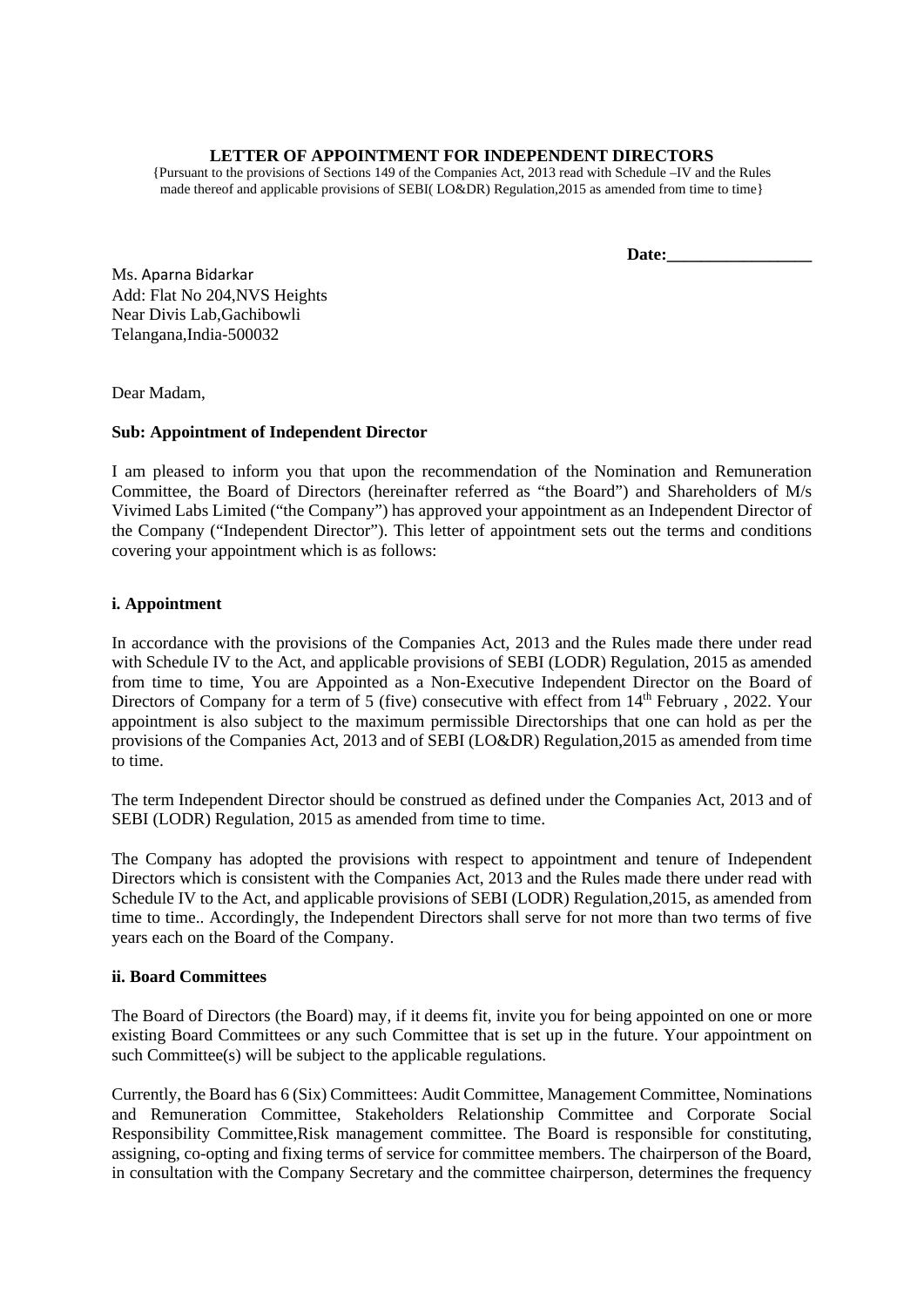**LETTER OF APPOINTMENT FOR INDEPENDENT DIRECTORS**

{Pursuant to the provisions of Sections 149 of the Companies Act, 2013 read with Schedule –IV and the Rules made thereof and applicable provisions of SEBI( LO&DR) Regulation,2015 as amended from time to time}

**Date:_________________**

Ms. Aparna Bidarkar
Add: Flat No 204,NVS Heights
Near Divis Lab,Gachibowli
Telangana,India-500032

Dear Madam,

**Sub: Appointment of Independent Director**

I am pleased to inform you that upon the recommendation of the Nomination and Remuneration Committee, the Board of Directors (hereinafter referred as "the Board") and Shareholders of M/s Vivimed Labs Limited ("the Company") has approved your appointment as an Independent Director of the Company ("Independent Director"). This letter of appointment sets out the terms and conditions covering your appointment which is as follows:

**i. Appointment**

In accordance with the provisions of the Companies Act, 2013 and the Rules made there under read with Schedule IV to the Act, and applicable provisions of SEBI (LODR) Regulation, 2015 as amended from time to time, You are Appointed as a Non-Executive Independent Director on the Board of Directors of Company for a term of 5 (five) consecutive with effect from 14th February , 2022. Your appointment is also subject to the maximum permissible Directorships that one can hold as per the provisions of the Companies Act, 2013 and of SEBI (LO&DR) Regulation,2015 as amended from time to time.

The term Independent Director should be construed as defined under the Companies Act, 2013 and of SEBI (LODR) Regulation, 2015 as amended from time to time.

The Company has adopted the provisions with respect to appointment and tenure of Independent Directors which is consistent with the Companies Act, 2013 and the Rules made there under read with Schedule IV to the Act, and applicable provisions of SEBI (LODR) Regulation,2015, as amended from time to time.. Accordingly, the Independent Directors shall serve for not more than two terms of five years each on the Board of the Company.

**ii. Board Committees**

The Board of Directors (the Board) may, if it deems fit, invite you for being appointed on one or more existing Board Committees or any such Committee that is set up in the future. Your appointment on such Committee(s) will be subject to the applicable regulations.

Currently, the Board has 6 (Six) Committees: Audit Committee, Management Committee, Nominations and Remuneration Committee, Stakeholders Relationship Committee and Corporate Social Responsibility Committee,Risk management committee. The Board is responsible for constituting, assigning, co-opting and fixing terms of service for committee members. The chairperson of the Board, in consultation with the Company Secretary and the committee chairperson, determines the frequency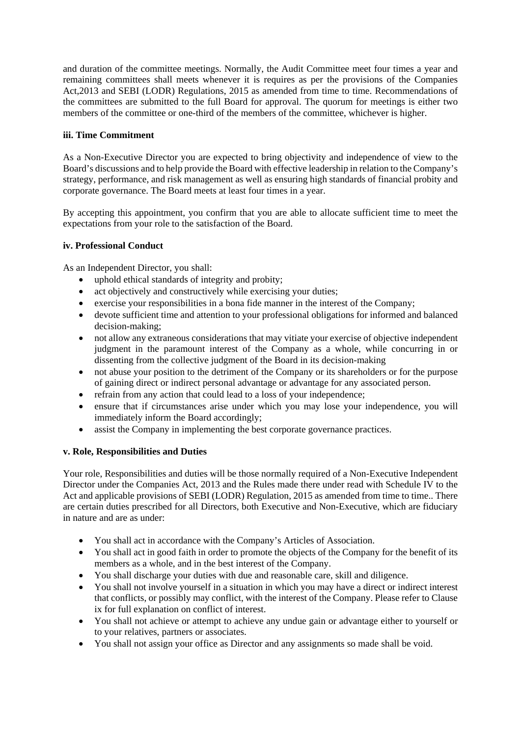and duration of the committee meetings. Normally, the Audit Committee meet four times a year and remaining committees shall meets whenever it is requires as per the provisions of the Companies Act,2013 and SEBI (LODR) Regulations, 2015 as amended from time to time. Recommendations of the committees are submitted to the full Board for approval. The quorum for meetings is either two members of the committee or one-third of the members of the committee, whichever is higher.

**iii. Time Commitment**

As a Non-Executive Director you are expected to bring objectivity and independence of view to the Board's discussions and to help provide the Board with effective leadership in relation to the Company's strategy, performance, and risk management as well as ensuring high standards of financial probity and corporate governance. The Board meets at least four times in a year.

By accepting this appointment, you confirm that you are able to allocate sufficient time to meet the expectations from your role to the satisfaction of the Board.

**iv. Professional Conduct**

As an Independent Director, you shall:

- uphold ethical standards of integrity and probity;
- act objectively and constructively while exercising your duties;
- exercise your responsibilities in a bona fide manner in the interest of the Company;
- devote sufficient time and attention to your professional obligations for informed and balanced decision-making;
- not allow any extraneous considerations that may vitiate your exercise of objective independent judgment in the paramount interest of the Company as a whole, while concurring in or dissenting from the collective judgment of the Board in its decision-making
- not abuse your position to the detriment of the Company or its shareholders or for the purpose of gaining direct or indirect personal advantage or advantage for any associated person.
- refrain from any action that could lead to a loss of your independence;
- ensure that if circumstances arise under which you may lose your independence, you will immediately inform the Board accordingly;
- assist the Company in implementing the best corporate governance practices.

**v. Role, Responsibilities and Duties**

Your role, Responsibilities and duties will be those normally required of a Non-Executive Independent Director under the Companies Act, 2013 and the Rules made there under read with Schedule IV to the Act and applicable provisions of SEBI (LODR) Regulation, 2015 as amended from time to time.. There are certain duties prescribed for all Directors, both Executive and Non-Executive, which are fiduciary in nature and are as under:

- You shall act in accordance with the Company's Articles of Association.
- You shall act in good faith in order to promote the objects of the Company for the benefit of its members as a whole, and in the best interest of the Company.
- You shall discharge your duties with due and reasonable care, skill and diligence.
- You shall not involve yourself in a situation in which you may have a direct or indirect interest that conflicts, or possibly may conflict, with the interest of the Company. Please refer to Clause ix for full explanation on conflict of interest.
- You shall not achieve or attempt to achieve any undue gain or advantage either to yourself or to your relatives, partners or associates.
- You shall not assign your office as Director and any assignments so made shall be void.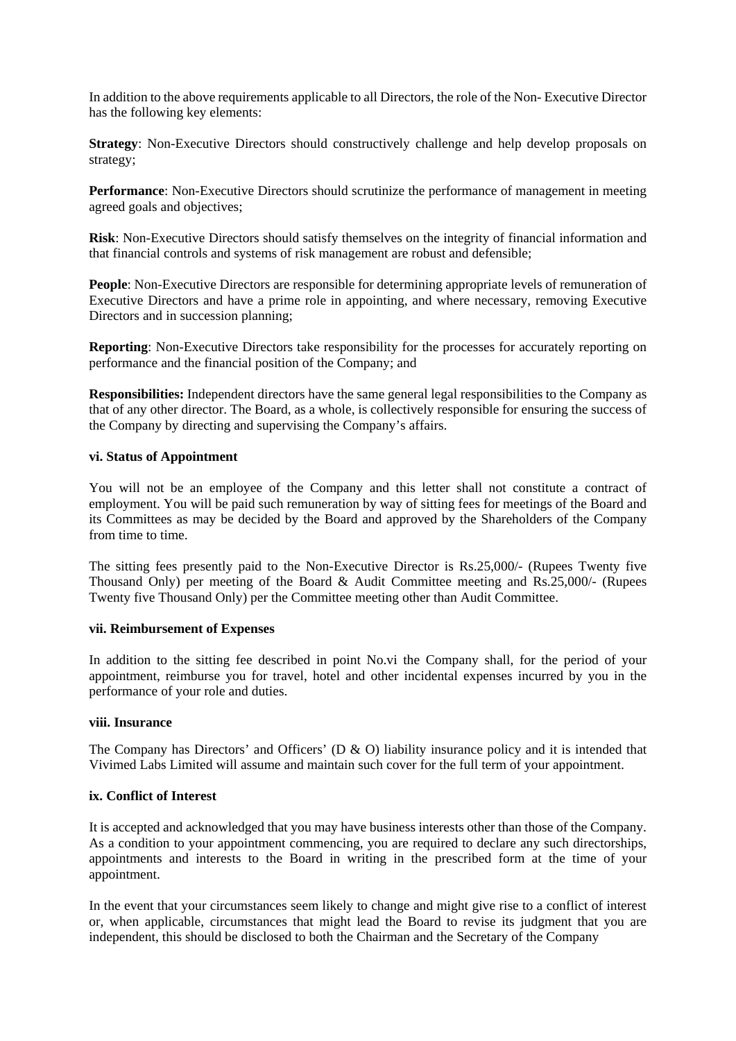In addition to the above requirements applicable to all Directors, the role of the Non- Executive Director has the following key elements:

**Strategy**: Non-Executive Directors should constructively challenge and help develop proposals on strategy;

**Performance**: Non-Executive Directors should scrutinize the performance of management in meeting agreed goals and objectives;

**Risk**: Non-Executive Directors should satisfy themselves on the integrity of financial information and that financial controls and systems of risk management are robust and defensible;

**People**: Non-Executive Directors are responsible for determining appropriate levels of remuneration of Executive Directors and have a prime role in appointing, and where necessary, removing Executive Directors and in succession planning;

**Reporting**: Non-Executive Directors take responsibility for the processes for accurately reporting on performance and the financial position of the Company; and

**Responsibilities:** Independent directors have the same general legal responsibilities to the Company as that of any other director. The Board, as a whole, is collectively responsible for ensuring the success of the Company by directing and supervising the Company's affairs.

**vi. Status of Appointment**

You will not be an employee of the Company and this letter shall not constitute a contract of employment. You will be paid such remuneration by way of sitting fees for meetings of the Board and its Committees as may be decided by the Board and approved by the Shareholders of the Company from time to time.

The sitting fees presently paid to the Non-Executive Director is Rs.25,000/- (Rupees Twenty five Thousand Only) per meeting of the Board & Audit Committee meeting and Rs.25,000/- (Rupees Twenty five Thousand Only) per the Committee meeting other than Audit Committee.

**vii. Reimbursement of Expenses**

In addition to the sitting fee described in point No.vi the Company shall, for the period of your appointment, reimburse you for travel, hotel and other incidental expenses incurred by you in the performance of your role and duties.

**viii. Insurance**

The Company has Directors' and Officers' (D & O) liability insurance policy and it is intended that Vivimed Labs Limited will assume and maintain such cover for the full term of your appointment.

**ix. Conflict of Interest**

It is accepted and acknowledged that you may have business interests other than those of the Company. As a condition to your appointment commencing, you are required to declare any such directorships, appointments and interests to the Board in writing in the prescribed form at the time of your appointment.

In the event that your circumstances seem likely to change and might give rise to a conflict of interest or, when applicable, circumstances that might lead the Board to revise its judgment that you are independent, this should be disclosed to both the Chairman and the Secretary of the Company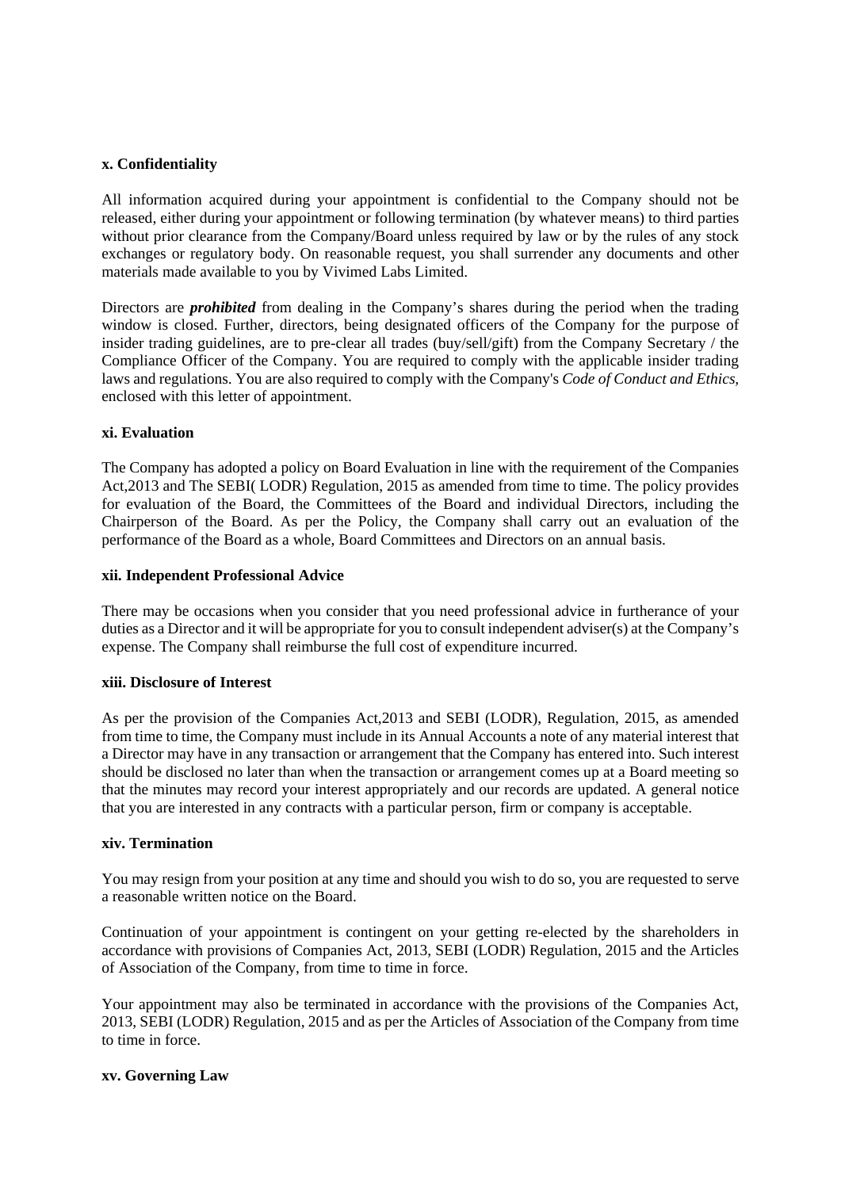**x. Confidentiality**

All information acquired during your appointment is confidential to the Company should not be released, either during your appointment or following termination (by whatever means) to third parties without prior clearance from the Company/Board unless required by law or by the rules of any stock exchanges or regulatory body. On reasonable request, you shall surrender any documents and other materials made available to you by Vivimed Labs Limited.

Directors are ***prohibited*** from dealing in the Company's shares during the period when the trading window is closed. Further, directors, being designated officers of the Company for the purpose of insider trading guidelines, are to pre-clear all trades (buy/sell/gift) from the Company Secretary / the Compliance Officer of the Company. You are required to comply with the applicable insider trading laws and regulations. You are also required to comply with the Company's *Code of Conduct and Ethics,* enclosed with this letter of appointment.

**xi. Evaluation**

The Company has adopted a policy on Board Evaluation in line with the requirement of the Companies Act,2013 and The SEBI( LODR) Regulation, 2015 as amended from time to time. The policy provides for evaluation of the Board, the Committees of the Board and individual Directors, including the Chairperson of the Board. As per the Policy, the Company shall carry out an evaluation of the performance of the Board as a whole, Board Committees and Directors on an annual basis.

**xii. Independent Professional Advice**

There may be occasions when you consider that you need professional advice in furtherance of your duties as a Director and it will be appropriate for you to consult independent adviser(s) at the Company's expense. The Company shall reimburse the full cost of expenditure incurred.

**xiii. Disclosure of Interest**

As per the provision of the Companies Act,2013 and SEBI (LODR), Regulation, 2015, as amended from time to time, the Company must include in its Annual Accounts a note of any material interest that a Director may have in any transaction or arrangement that the Company has entered into. Such interest should be disclosed no later than when the transaction or arrangement comes up at a Board meeting so that the minutes may record your interest appropriately and our records are updated. A general notice that you are interested in any contracts with a particular person, firm or company is acceptable.

**xiv. Termination**

You may resign from your position at any time and should you wish to do so, you are requested to serve a reasonable written notice on the Board.

Continuation of your appointment is contingent on your getting re-elected by the shareholders in accordance with provisions of Companies Act, 2013, SEBI (LODR) Regulation, 2015 and the Articles of Association of the Company, from time to time in force.

Your appointment may also be terminated in accordance with the provisions of the Companies Act, 2013, SEBI (LODR) Regulation, 2015 and as per the Articles of Association of the Company from time to time in force.

**xv. Governing Law**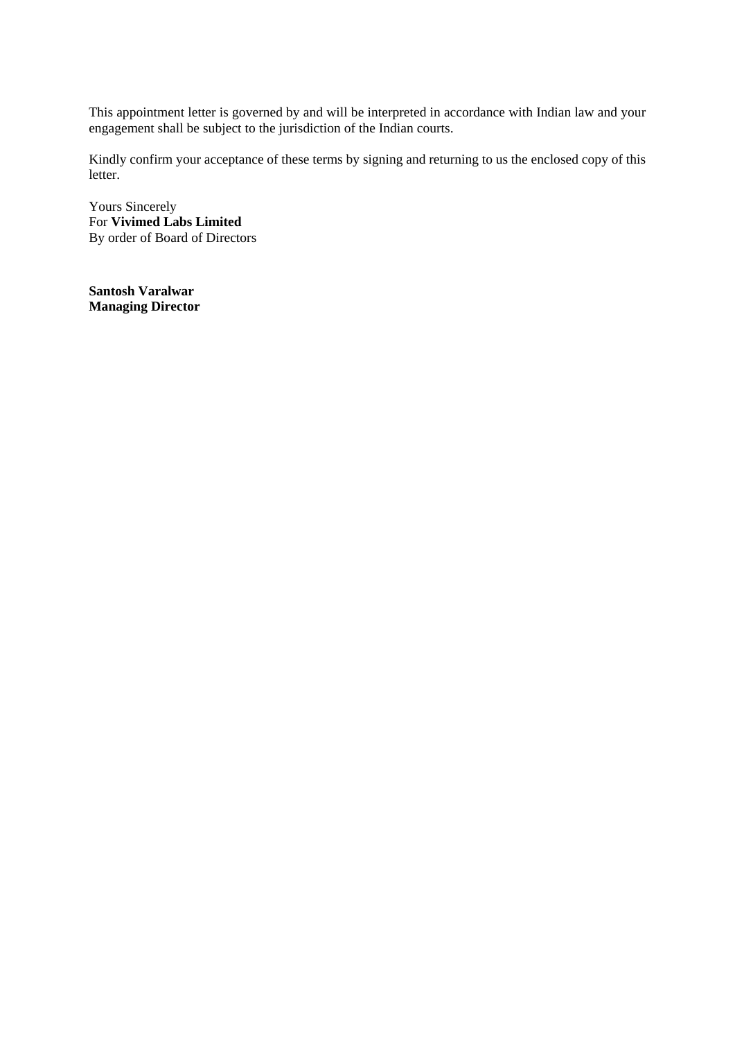This appointment letter is governed by and will be interpreted in accordance with Indian law and your engagement shall be subject to the jurisdiction of the Indian courts.

Kindly confirm your acceptance of these terms by signing and returning to us the enclosed copy of this letter.

Yours Sincerely
For **Vivimed Labs Limited**
By order of Board of Directors

**Santosh Varalwar**
**Managing Director**